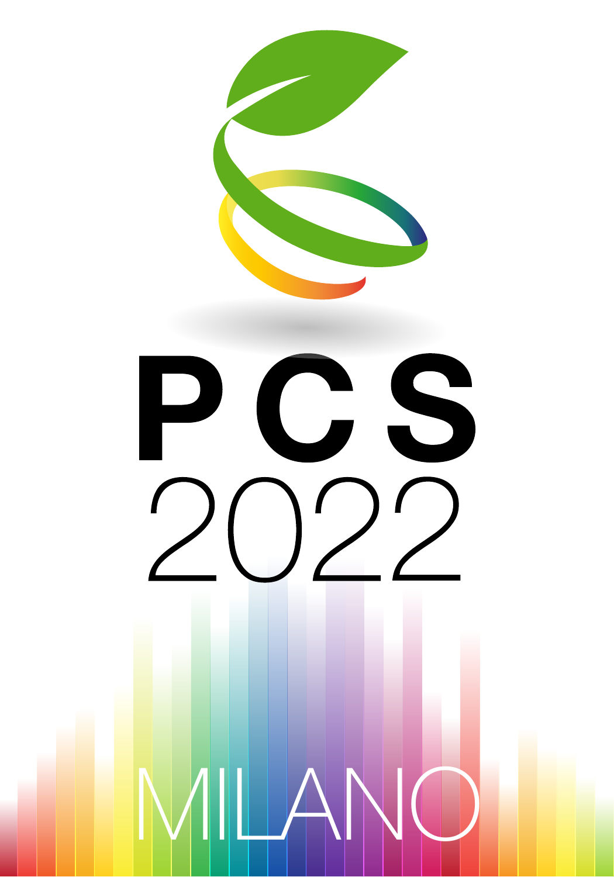# PCS

# 2022

MILANO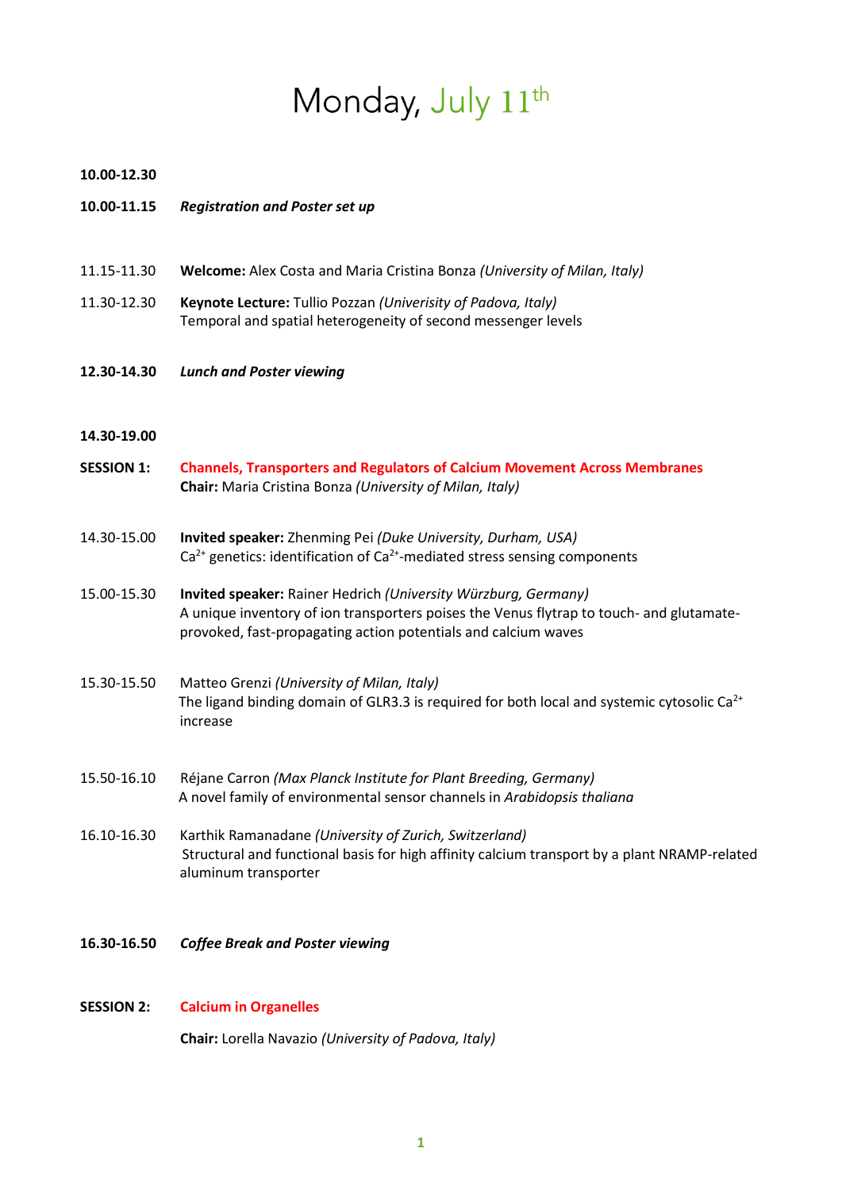# Monday, July 11th

**10.00-12.30**

**10.00-11.15** ***Registration and Poster set up***

11.15-11.30 **Welcome:** Alex Costa and Maria Cristina Bonza *(University of Milan, Italy)*

11.30-12.30 **Keynote Lecture:** Tullio Pozzan *(Univerisity of Padova, Italy)*
Temporal and spatial heterogeneity of second messenger levels

**12.30-14.30** ***Lunch and Poster viewing***

**14.30-19.00**

**SESSION 1:** **Channels, Transporters and Regulators of Calcium Movement Across Membranes**
**Chair:** Maria Cristina Bonza *(University of Milan, Italy)*

14.30-15.00 **Invited speaker:** Zhenming Pei *(Duke University, Durham, USA)*
$Ca^{2+}$ genetics: identification of $Ca^{2+}$-mediated stress sensing components

15.00-15.30 **Invited speaker:** Rainer Hedrich *(University Würzburg, Germany)*
A unique inventory of ion transporters poises the Venus flytrap to touch- and glutamate-provoked, fast-propagating action potentials and calcium waves

15.30-15.50 Matteo Grenzi *(University of Milan, Italy)*
The ligand binding domain of GLR3.3 is required for both local and systemic cytosolic $Ca^{2+}$ increase

15.50-16.10 Réjane Carron *(Max Planck Institute for Plant Breeding, Germany)*
A novel family of environmental sensor channels in *Arabidopsis thaliana*

16.10-16.30 Karthik Ramanadane *(University of Zurich, Switzerland)*
Structural and functional basis for high affinity calcium transport by a plant NRAMP-related aluminum transporter

**16.30-16.50** ***Coffee Break and Poster viewing***

**SESSION 2:** **Calcium in Organelles**

**Chair:** Lorella Navazio *(University of Padova, Italy)*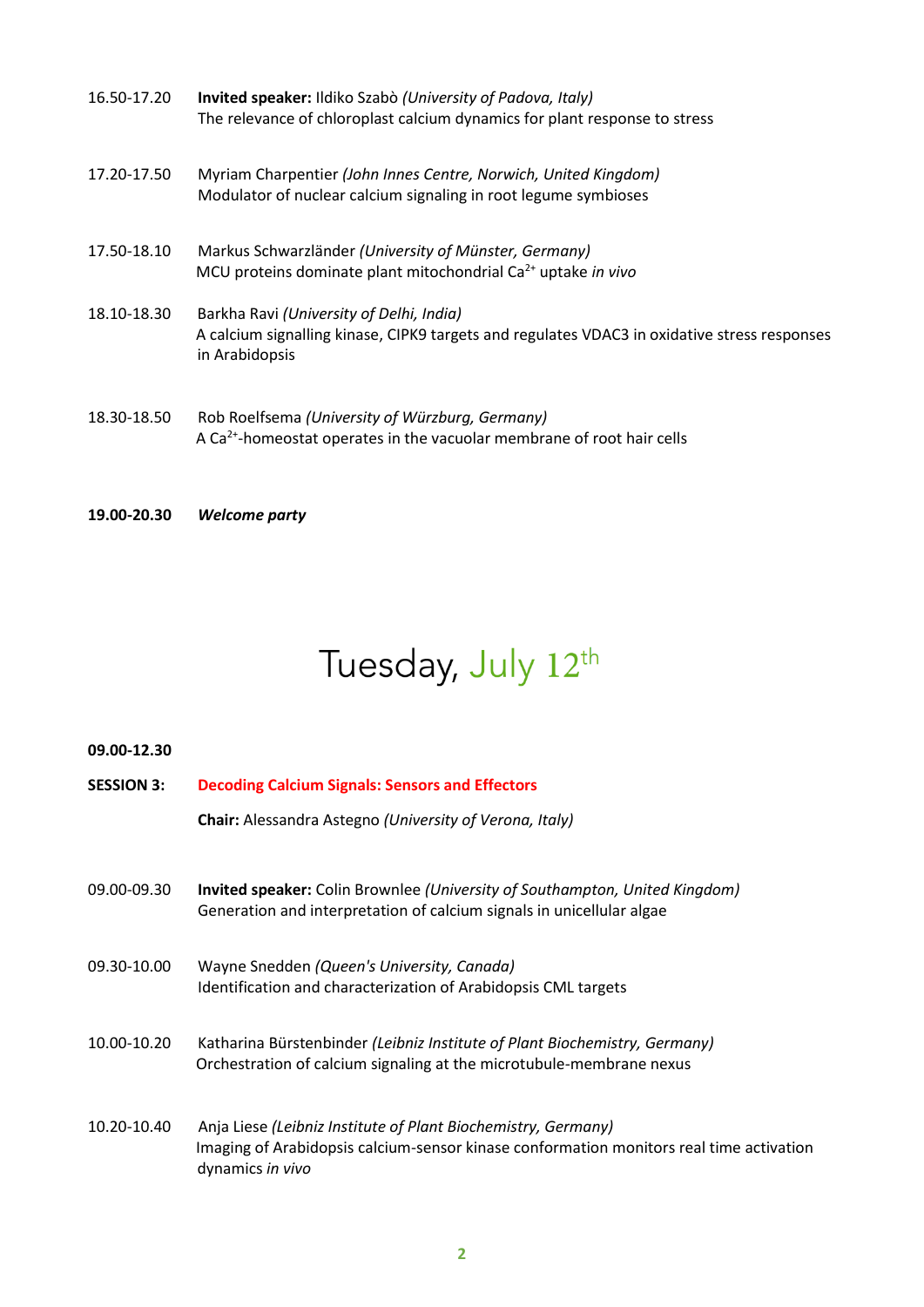16.50-17.20 **Invited speaker:** Ildiko Szabò *(University of Padova, Italy)*
The relevance of chloroplast calcium dynamics for plant response to stress

17.20-17.50 Myriam Charpentier *(John Innes Centre, Norwich, United Kingdom)*
Modulator of nuclear calcium signaling in root legume symbioses

17.50-18.10 Markus Schwarzländer *(University of Münster, Germany)*
MCU proteins dominate plant mitochondrial $Ca^{2+}$ uptake *in vivo*

18.10-18.30 Barkha Ravi *(University of Delhi, India)*
A calcium signalling kinase, CIPK9 targets and regulates VDAC3 in oxidative stress responses in Arabidopsis

18.30-18.50 Rob Roelfsema *(University of Würzburg, Germany)*
A $Ca^{2+}$-homeostat operates in the vacuolar membrane of root hair cells

**19.00-20.30** ***Welcome party***

# Tuesday, July 12th

**09.00-12.30**

**SESSION 3:** **Decoding Calcium Signals: Sensors and Effectors**

**Chair:** Alessandra Astegno *(University of Verona, Italy)*

09.00-09.30 **Invited speaker:** Colin Brownlee *(University of Southampton, United Kingdom)*
Generation and interpretation of calcium signals in unicellular algae

09.30-10.00 Wayne Snedden *(Queen's University, Canada)*
Identification and characterization of Arabidopsis CML targets

10.00-10.20 Katharina Bürstenbinder *(Leibniz Institute of Plant Biochemistry, Germany)*
Orchestration of calcium signaling at the microtubule-membrane nexus

10.20-10.40 Anja Liese *(Leibniz Institute of Plant Biochemistry, Germany)*
Imaging of Arabidopsis calcium-sensor kinase conformation monitors real time activation dynamics *in vivo*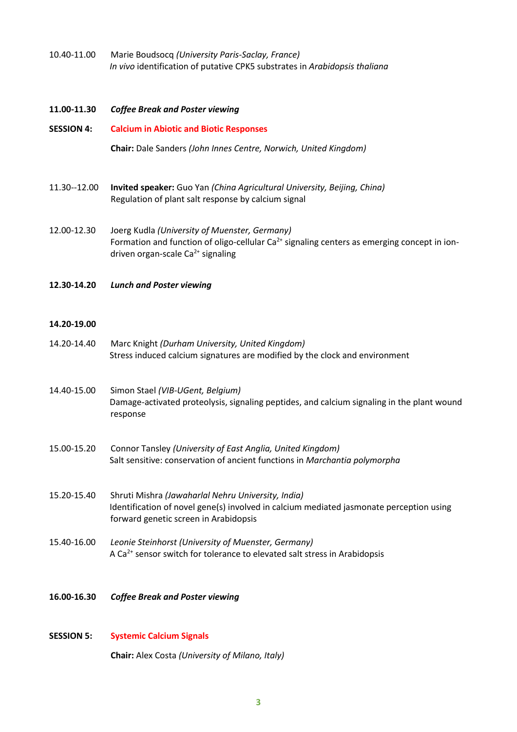10.40-11.00 Marie Boudsocq *(University Paris-Saclay, France)*
*In vivo* identification of putative CPK5 substrates in *Arabidopsis thaliana*

**11.00-11.30** ***Coffee Break and Poster viewing***

**SESSION 4: Calcium in Abiotic and Biotic Responses**

**Chair:** Dale Sanders *(John Innes Centre, Norwich, United Kingdom)*

11.30--12.00 **Invited speaker:** Guo Yan *(China Agricultural University, Beijing, China)*
Regulation of plant salt response by calcium signal

12.00-12.30 Joerg Kudla *(University of Muenster, Germany)*
Formation and function of oligo-cellular $Ca^{2+}$ signaling centers as emerging concept in ion-driven organ-scale $Ca^{2+}$ signaling

**12.30-14.20** ***Lunch and Poster viewing***

**14.20-19.00**

14.20-14.40 Marc Knight *(Durham University, United Kingdom)*
Stress induced calcium signatures are modified by the clock and environment

14.40-15.00 Simon Stael *(VIB-UGent, Belgium)*
Damage-activated proteolysis, signaling peptides, and calcium signaling in the plant wound response

15.00-15.20 Connor Tansley *(University of East Anglia, United Kingdom)*
Salt sensitive: conservation of ancient functions in *Marchantia polymorpha*

15.20-15.40 Shruti Mishra *(Jawaharlal Nehru University, India)*
Identification of novel gene(s) involved in calcium mediated jasmonate perception using forward genetic screen in Arabidopsis

15.40-16.00 *Leonie Steinhorst (University of Muenster, Germany)*
A $Ca^{2+}$ sensor switch for tolerance to elevated salt stress in Arabidopsis

**16.00-16.30** ***Coffee Break and Poster viewing***

**SESSION 5: Systemic Calcium Signals**

**Chair:** Alex Costa *(University of Milano, Italy)*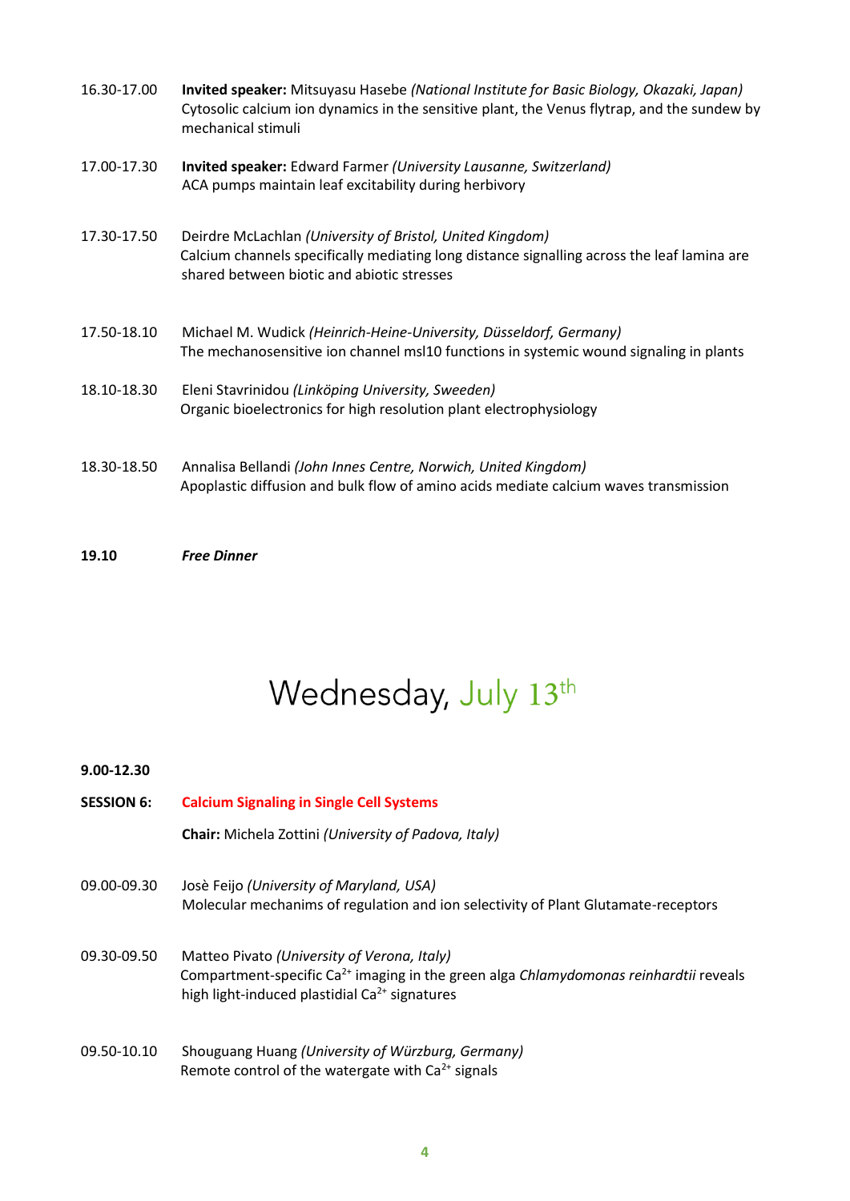16.30-17.00 **Invited speaker:** Mitsuyasu Hasebe *(National Institute for Basic Biology, Okazaki, Japan)*
Cytosolic calcium ion dynamics in the sensitive plant, the Venus flytrap, and the sundew by mechanical stimuli

17.00-17.30 **Invited speaker:** Edward Farmer *(University Lausanne, Switzerland)*
ACA pumps maintain leaf excitability during herbivory

17.30-17.50 Deirdre McLachlan *(University of Bristol, United Kingdom)*
Calcium channels specifically mediating long distance signalling across the leaf lamina are shared between biotic and abiotic stresses

17.50-18.10 Michael M. Wudick *(Heinrich-Heine-University, Düsseldorf, Germany)*
The mechanosensitive ion channel msl10 functions in systemic wound signaling in plants

18.10-18.30 Eleni Stavrinidou *(Linköping University, Sweeden)*
Organic bioelectronics for high resolution plant electrophysiology

18.30-18.50 Annalisa Bellandi *(John Innes Centre, Norwich, United Kingdom)*
Apoplastic diffusion and bulk flow of amino acids mediate calcium waves transmission

**19.10** ***Free Dinner***

# Wednesday, July 13th

**9.00-12.30**

**SESSION 6:** **Calcium Signaling in Single Cell Systems**

**Chair:** Michela Zottini *(University of Padova, Italy)*

09.00-09.30 Josè Feijo *(University of Maryland, USA)*
Molecular mechanims of regulation and ion selectivity of Plant Glutamate-receptors

09.30-09.50 Matteo Pivato *(University of Verona, Italy)*
Compartment-specific $Ca^{2+}$ imaging in the green alga *Chlamydomonas reinhardtii* reveals high light-induced plastidial $Ca^{2+}$ signatures

09.50-10.10 Shouguang Huang *(University of Würzburg, Germany)*
Remote control of the watergate with $Ca^{2+}$ signals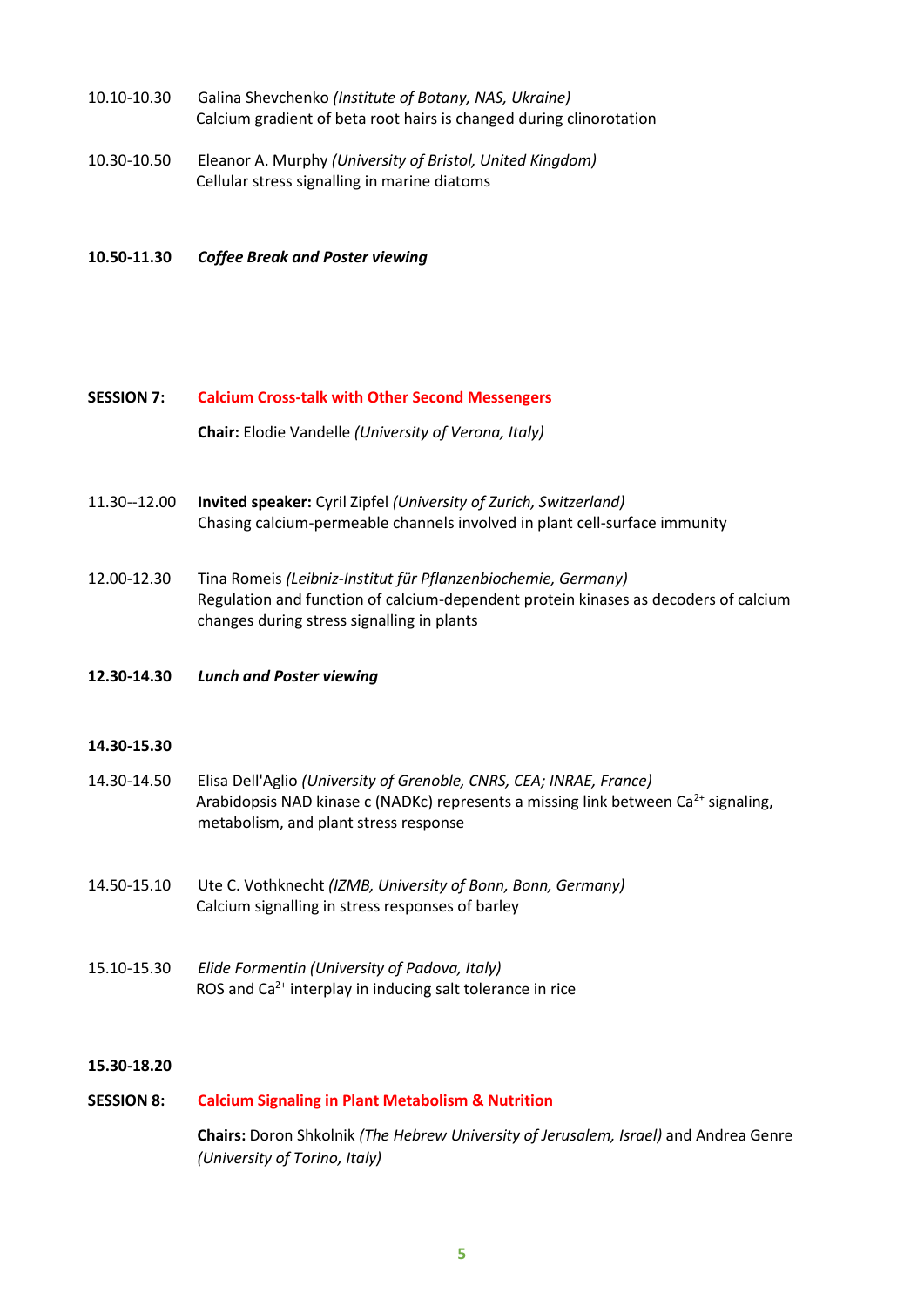10.10-10.30 Galina Shevchenko *(Institute of Botany, NAS, Ukraine)*
Calcium gradient of beta root hairs is changed during clinorotation

10.30-10.50 Eleanor A. Murphy *(University of Bristol, United Kingdom)*
Cellular stress signalling in marine diatoms

**10.50-11.30** ***Coffee Break and Poster viewing***

**SESSION 7: Calcium Cross-talk with Other Second Messengers**

**Chair:** Elodie Vandelle *(University of Verona, Italy)*

11.30--12.00 **Invited speaker:** Cyril Zipfel *(University of Zurich, Switzerland)*
Chasing calcium-permeable channels involved in plant cell-surface immunity

12.00-12.30 Tina Romeis *(Leibniz-Institut für Pflanzenbiochemie, Germany)*
Regulation and function of calcium-dependent protein kinases as decoders of calcium changes during stress signalling in plants

**12.30-14.30** ***Lunch and Poster viewing***

**14.30-15.30**

14.30-14.50 Elisa Dell'Aglio *(University of Grenoble, CNRS, CEA; INRAE, France)*
Arabidopsis NAD kinase c (NADKc) represents a missing link between $Ca^{2+}$ signaling, metabolism, and plant stress response

14.50-15.10 Ute C. Vothknecht *(IZMB, University of Bonn, Bonn, Germany)*
Calcium signalling in stress responses of barley

15.10-15.30 *Elide Formentin (University of Padova, Italy)*
ROS and $Ca^{2+}$ interplay in inducing salt tolerance in rice

**15.30-18.20**

**SESSION 8: Calcium Signaling in Plant Metabolism & Nutrition**

**Chairs:** Doron Shkolnik *(The Hebrew University of Jerusalem, Israel)* and Andrea Genre *(University of Torino, Italy)*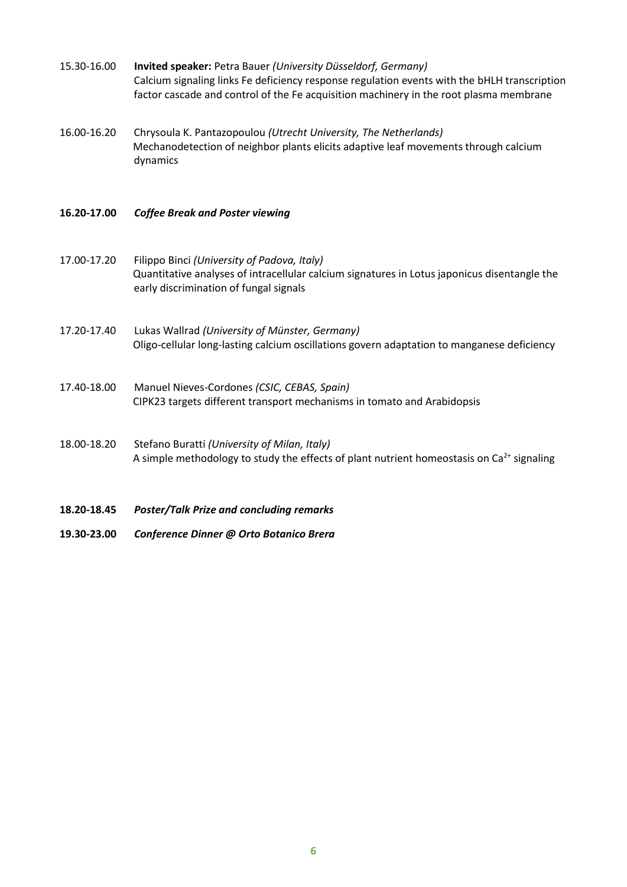15.30-16.00 **Invited speaker:** Petra Bauer *(University Düsseldorf, Germany)*
Calcium signaling links Fe deficiency response regulation events with the bHLH transcription factor cascade and control of the Fe acquisition machinery in the root plasma membrane

16.00-16.20 Chrysoula K. Pantazopoulou *(Utrecht University, The Netherlands)*
Mechanodetection of neighbor plants elicits adaptive leaf movements through calcium dynamics

**16.20-17.00** ***Coffee Break and Poster viewing***

17.00-17.20 Filippo Binci *(University of Padova, Italy)*
Quantitative analyses of intracellular calcium signatures in Lotus japonicus disentangle the early discrimination of fungal signals

17.20-17.40 Lukas Wallrad *(University of Münster, Germany)*
Oligo-cellular long-lasting calcium oscillations govern adaptation to manganese deficiency

17.40-18.00 Manuel Nieves-Cordones *(CSIC, CEBAS, Spain)*
CIPK23 targets different transport mechanisms in tomato and Arabidopsis

18.00-18.20 Stefano Buratti *(University of Milan, Italy)*
A simple methodology to study the effects of plant nutrient homeostasis on $Ca^{2+}$ signaling

**18.20-18.45** ***Poster/Talk Prize and concluding remarks***

**19.30-23.00** ***Conference Dinner @ Orto Botanico Brera***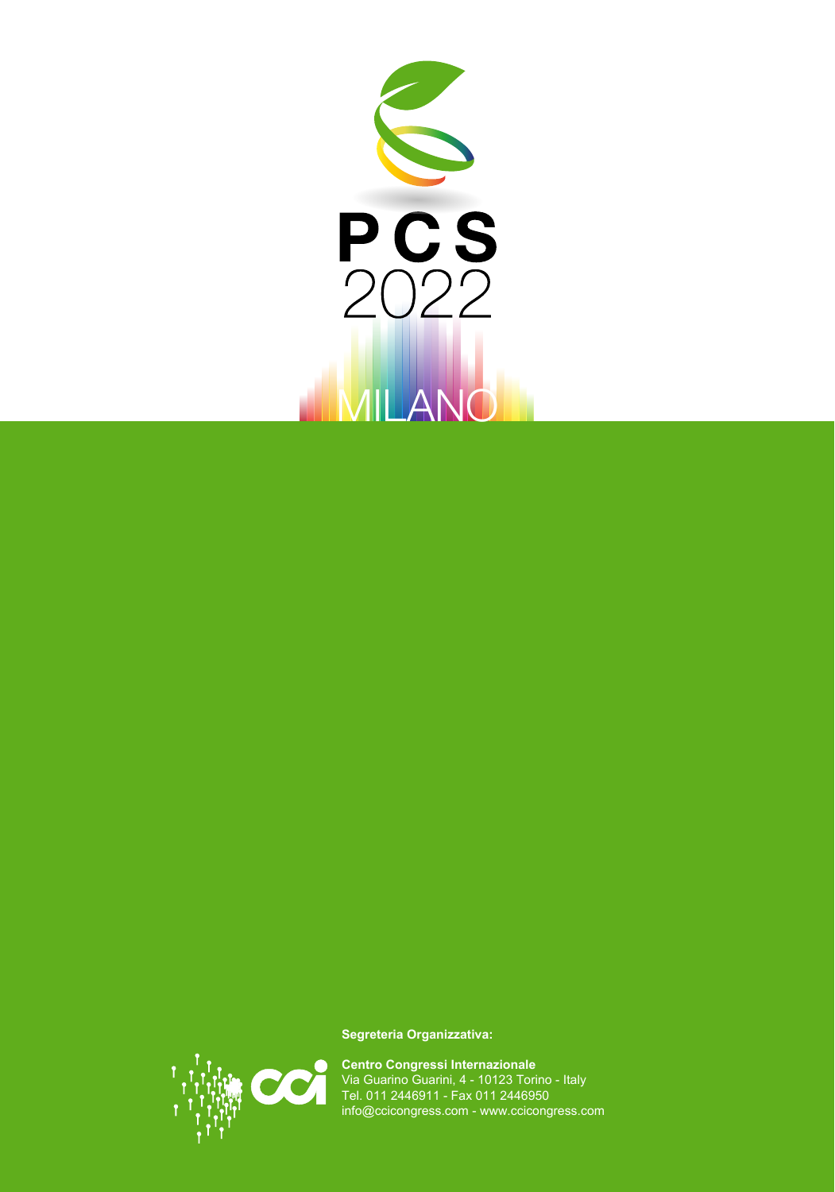PCS
2022
MILANO

**Segreteria Organizzativa:**

**Centro Congressi Internazionale**
Via Guarino Guarini, 4 - 10123 Torino - Italy
Tel. 011 2446911 - Fax 011 2446950
info@ccicongress.com - www.ccicongress.com